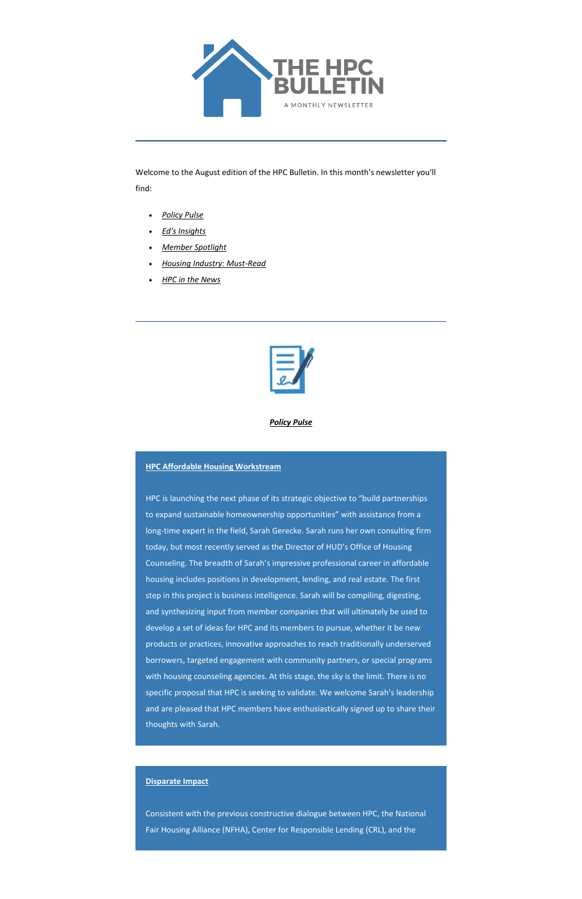# THE HPC BULLETIN

A MONTHLY NEWSLETTER

---

Welcome to the August edition of the HPC Bulletin. In this month's newsletter you'll find:

- *Policy Pulse*
- *Ed's Insights*
- *Member Spotlight*
- *Housing Industry: Must-Read*
- *HPC in the News*

---

## ***Policy Pulse***

### **HPC Affordable Housing Workstream**

HPC is launching the next phase of its strategic objective to "build partnerships to expand sustainable homeownership opportunities" with assistance from a long-time expert in the field, Sarah Gerecke. Sarah runs her own consulting firm today, but most recently served as the Director of HUD's Office of Housing Counseling. The breadth of Sarah's impressive professional career in affordable housing includes positions in development, lending, and real estate. The first step in this project is business intelligence. Sarah will be compiling, digesting, and synthesizing input from member companies that will ultimately be used to develop a set of ideas for HPC and its members to pursue, whether it be new products or practices, innovative approaches to reach traditionally underserved borrowers, targeted engagement with community partners, or special programs with housing counseling agencies. At this stage, the sky is the limit. There is no specific proposal that HPC is seeking to validate. We welcome Sarah's leadership and are pleased that HPC members have enthusiastically signed up to share their thoughts with Sarah.

### **Disparate Impact**

Consistent with the previous constructive dialogue between HPC, the National Fair Housing Alliance (NFHA), Center for Responsible Lending (CRL), and the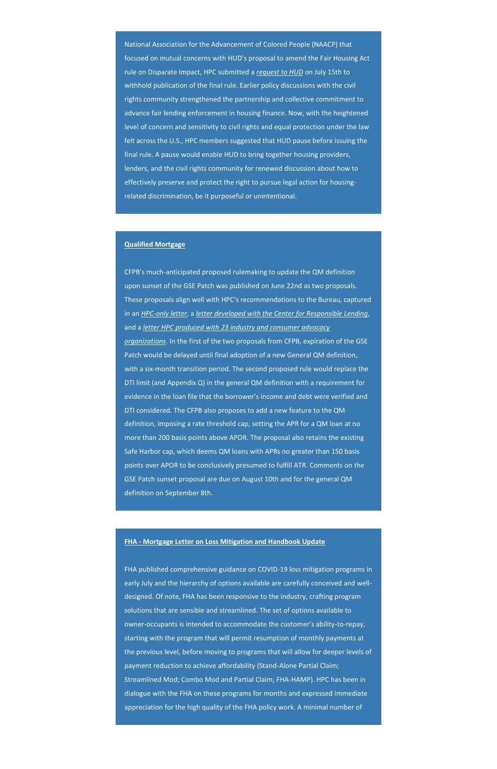National Association for the Advancement of Colored People (NAACP) that focused on mutual concerns with HUD's proposal to amend the Fair Housing Act rule on Disparate Impact, HPC submitted a *request to HUD* on July 15th to withhold publication of the final rule. Earlier policy discussions with the civil rights community strengthened the partnership and collective commitment to advance fair lending enforcement in housing finance. Now, with the heightened level of concern and sensitivity to civil rights and equal protection under the law felt across the U.S., HPC members suggested that HUD pause before issuing the final rule. A pause would enable HUD to bring together housing providers, lenders, and the civil rights community for renewed discussion about how to effectively preserve and protect the right to pursue legal action for housing-related discrimination, be it purposeful or unintentional.

**Qualified Mortgage**

CFPB's much-anticipated proposed rulemaking to update the QM definition upon sunset of the GSE Patch was published on June 22nd as two proposals. These proposals align well with HPC's recommendations to the Bureau, captured in an *HPC-only letter*, a *letter developed with the Center for Responsible Lending*, and a *letter HPC produced with 23 industry and consumer advocacy organizations*. In the first of the two proposals from CFPB, expiration of the GSE Patch would be delayed until final adoption of a new General QM definition, with a six-month transition period. The second proposed rule would replace the DTI limit (and Appendix Q) in the general QM definition with a requirement for evidence in the loan file that the borrower's income and debt were verified and DTI considered. The CFPB also proposes to add a new feature to the QM definition, imposing a rate threshold cap, setting the APR for a QM loan at no more than 200 basis points above APOR. The proposal also retains the existing Safe Harbor cap, which deems QM loans with APRs no greater than 150 basis points over APOR to be conclusively presumed to fulfill ATR. Comments on the GSE Patch sunset proposal are due on August 10th and for the general QM definition on September 8th.

**FHA - Mortgage Letter on Loss Mitigation and Handbook Update**

FHA published comprehensive guidance on COVID-19 loss mitigation programs in early July and the hierarchy of options available are carefully conceived and well-designed. Of note, FHA has been responsive to the industry, crafting program solutions that are sensible and streamlined. The set of options available to owner-occupants is intended to accommodate the customer's ability-to-repay, starting with the program that will permit resumption of monthly payments at the previous level, before moving to programs that will allow for deeper levels of payment reduction to achieve affordability (Stand-Alone Partial Claim; Streamlined Mod; Combo Mod and Partial Claim; FHA-HAMP). HPC has been in dialogue with the FHA on these programs for months and expressed immediate appreciation for the high quality of the FHA policy work. A minimal number of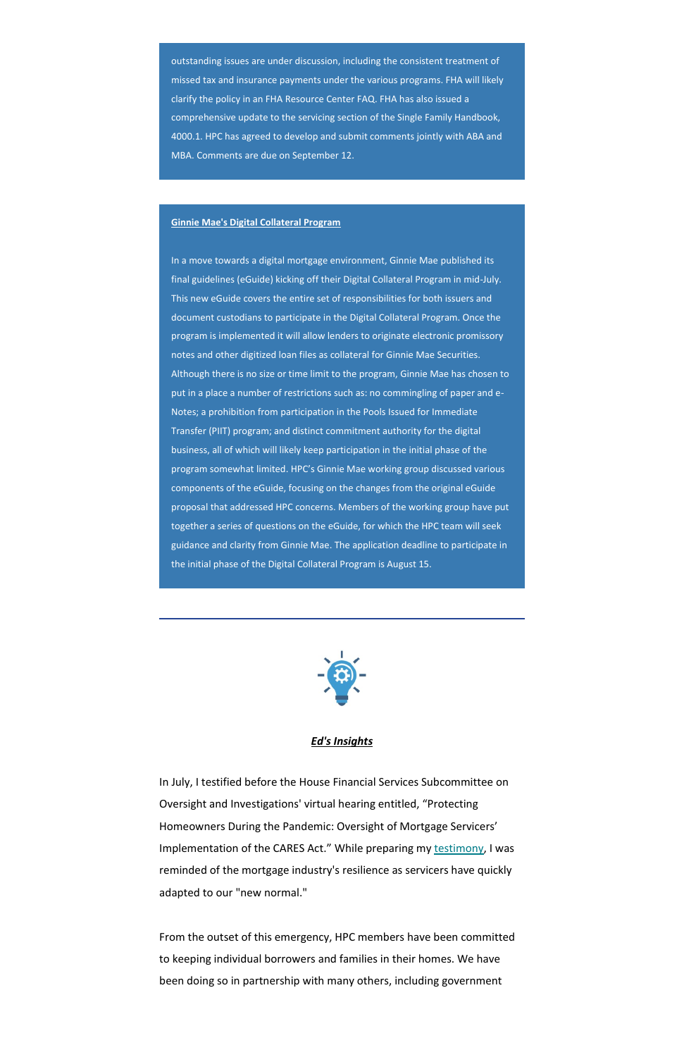outstanding issues are under discussion, including the consistent treatment of missed tax and insurance payments under the various programs. FHA will likely clarify the policy in an FHA Resource Center FAQ. FHA has also issued a comprehensive update to the servicing section of the Single Family Handbook, 4000.1. HPC has agreed to develop and submit comments jointly with ABA and MBA. Comments are due on September 12.

**Ginnie Mae's Digital Collateral Program**

In a move towards a digital mortgage environment, Ginnie Mae published its final guidelines (eGuide) kicking off their Digital Collateral Program in mid-July. This new eGuide covers the entire set of responsibilities for both issuers and document custodians to participate in the Digital Collateral Program. Once the program is implemented it will allow lenders to originate electronic promissory notes and other digitized loan files as collateral for Ginnie Mae Securities. Although there is no size or time limit to the program, Ginnie Mae has chosen to put in a place a number of restrictions such as: no commingling of paper and e-Notes; a prohibition from participation in the Pools Issued for Immediate Transfer (PIIT) program; and distinct commitment authority for the digital business, all of which will likely keep participation in the initial phase of the program somewhat limited. HPC's Ginnie Mae working group discussed various components of the eGuide, focusing on the changes from the original eGuide proposal that addressed HPC concerns. Members of the working group have put together a series of questions on the eGuide, for which the HPC team will seek guidance and clarity from Ginnie Mae. The application deadline to participate in the initial phase of the Digital Collateral Program is August 15.

---

## ***Ed's Insights***

In July, I testified before the House Financial Services Subcommittee on Oversight and Investigations' virtual hearing entitled, "Protecting Homeowners During the Pandemic: Oversight of Mortgage Servicers' Implementation of the CARES Act." While preparing my testimony, I was reminded of the mortgage industry's resilience as servicers have quickly adapted to our "new normal."

From the outset of this emergency, HPC members have been committed to keeping individual borrowers and families in their homes. We have been doing so in partnership with many others, including government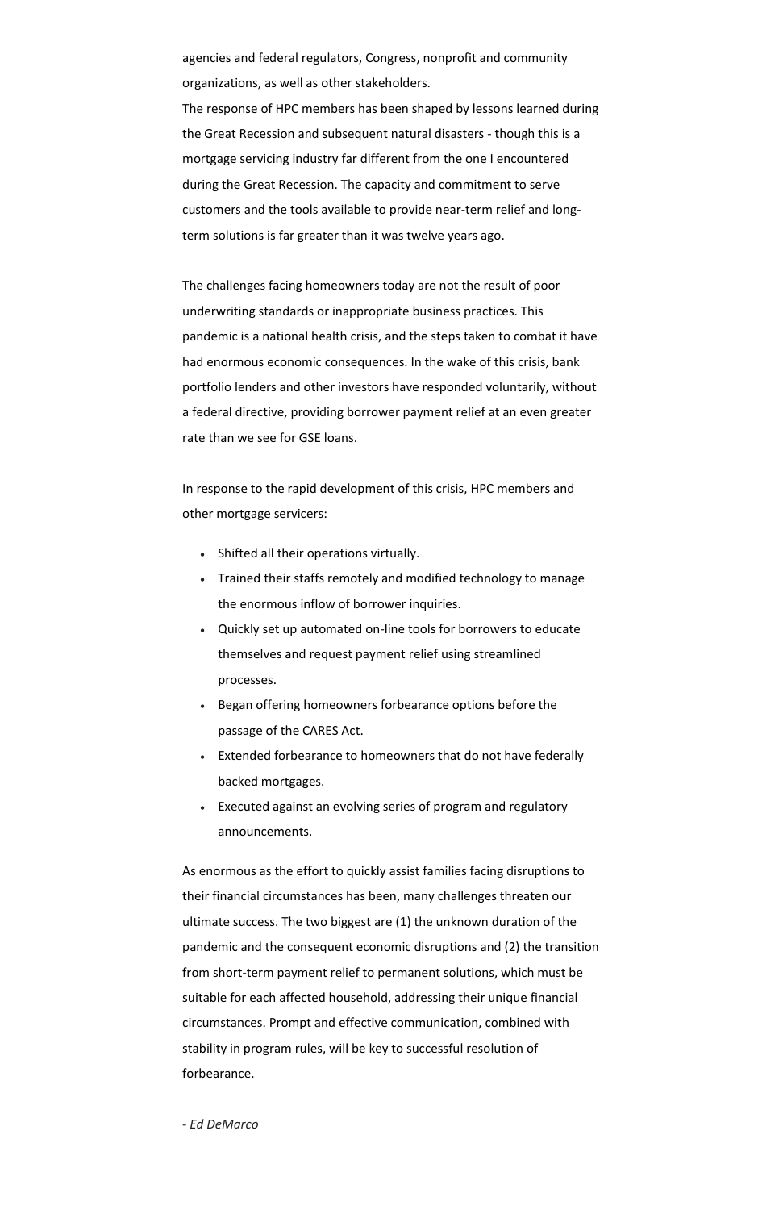agencies and federal regulators, Congress, nonprofit and community organizations, as well as other stakeholders.

The response of HPC members has been shaped by lessons learned during the Great Recession and subsequent natural disasters - though this is a mortgage servicing industry far different from the one I encountered during the Great Recession. The capacity and commitment to serve customers and the tools available to provide near-term relief and long-term solutions is far greater than it was twelve years ago.

The challenges facing homeowners today are not the result of poor underwriting standards or inappropriate business practices. This pandemic is a national health crisis, and the steps taken to combat it have had enormous economic consequences. In the wake of this crisis, bank portfolio lenders and other investors have responded voluntarily, without a federal directive, providing borrower payment relief at an even greater rate than we see for GSE loans.

In response to the rapid development of this crisis, HPC members and other mortgage servicers:

- Shifted all their operations virtually.
- Trained their staffs remotely and modified technology to manage the enormous inflow of borrower inquiries.
- Quickly set up automated on-line tools for borrowers to educate themselves and request payment relief using streamlined processes.
- Began offering homeowners forbearance options before the passage of the CARES Act.
- Extended forbearance to homeowners that do not have federally backed mortgages.
- Executed against an evolving series of program and regulatory announcements.

As enormous as the effort to quickly assist families facing disruptions to their financial circumstances has been, many challenges threaten our ultimate success. The two biggest are (1) the unknown duration of the pandemic and the consequent economic disruptions and (2) the transition from short-term payment relief to permanent solutions, which must be suitable for each affected household, addressing their unique financial circumstances. Prompt and effective communication, combined with stability in program rules, will be key to successful resolution of forbearance.

*- Ed DeMarco*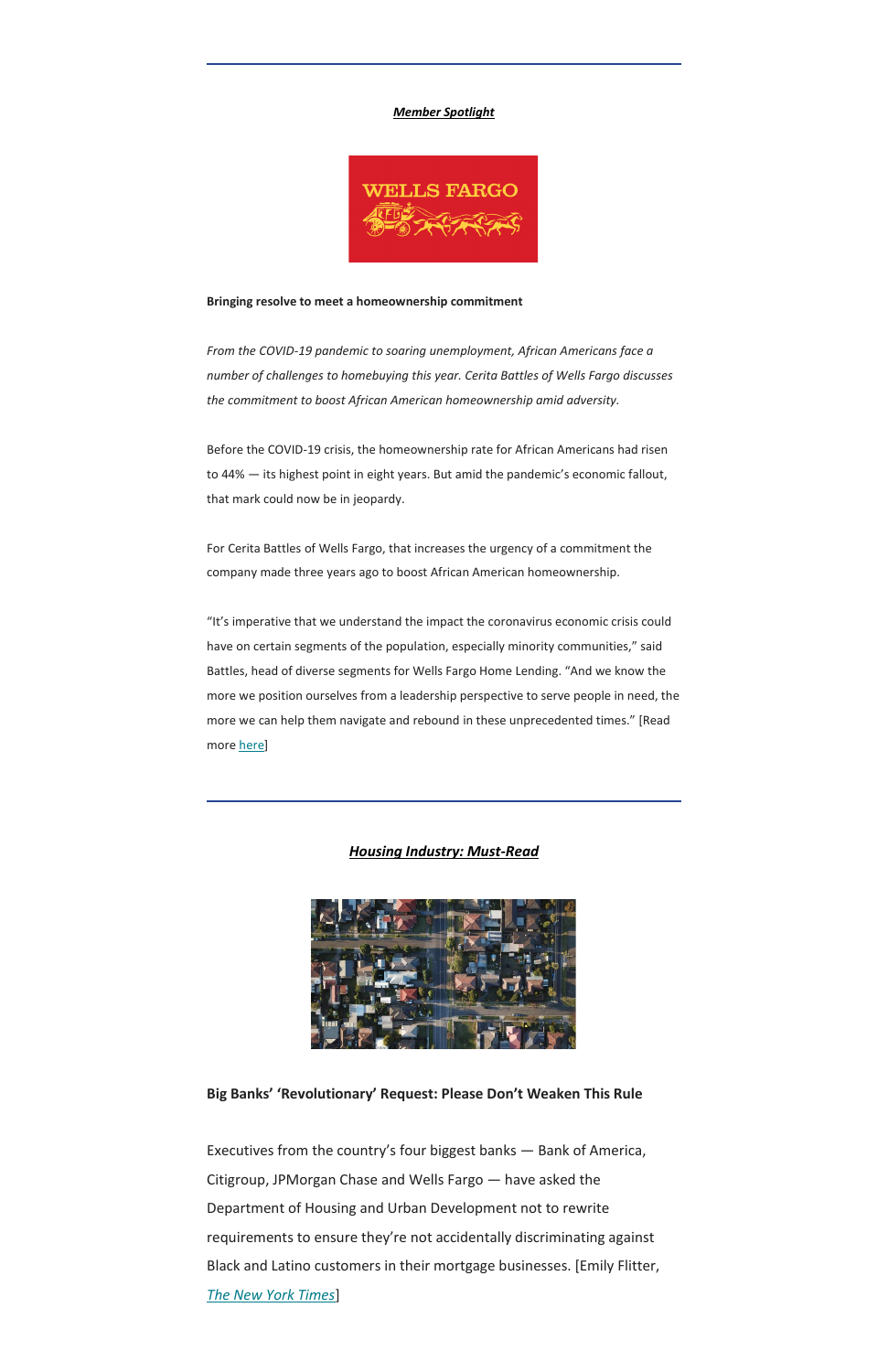---

***Member Spotlight***

**Bringing resolve to meet a homeownership commitment**

*From the COVID-19 pandemic to soaring unemployment, African Americans face a number of challenges to homebuying this year. Cerita Battles of Wells Fargo discusses the commitment to boost African American homeownership amid adversity.*

Before the COVID-19 crisis, the homeownership rate for African Americans had risen to 44% — its highest point in eight years. But amid the pandemic's economic fallout, that mark could now be in jeopardy.

For Cerita Battles of Wells Fargo, that increases the urgency of a commitment the company made three years ago to boost African American homeownership.

"It's imperative that we understand the impact the coronavirus economic crisis could have on certain segments of the population, especially minority communities," said Battles, head of diverse segments for Wells Fargo Home Lending. "And we know the more we position ourselves from a leadership perspective to serve people in need, the more we can help them navigate and rebound in these unprecedented times." [Read more here]

---

***Housing Industry: Must-Read***

**Big Banks' 'Revolutionary' Request: Please Don't Weaken This Rule**

Executives from the country's four biggest banks — Bank of America, Citigroup, JPMorgan Chase and Wells Fargo — have asked the Department of Housing and Urban Development not to rewrite requirements to ensure they're not accidentally discriminating against Black and Latino customers in their mortgage businesses. [Emily Flitter, *The New York Times*]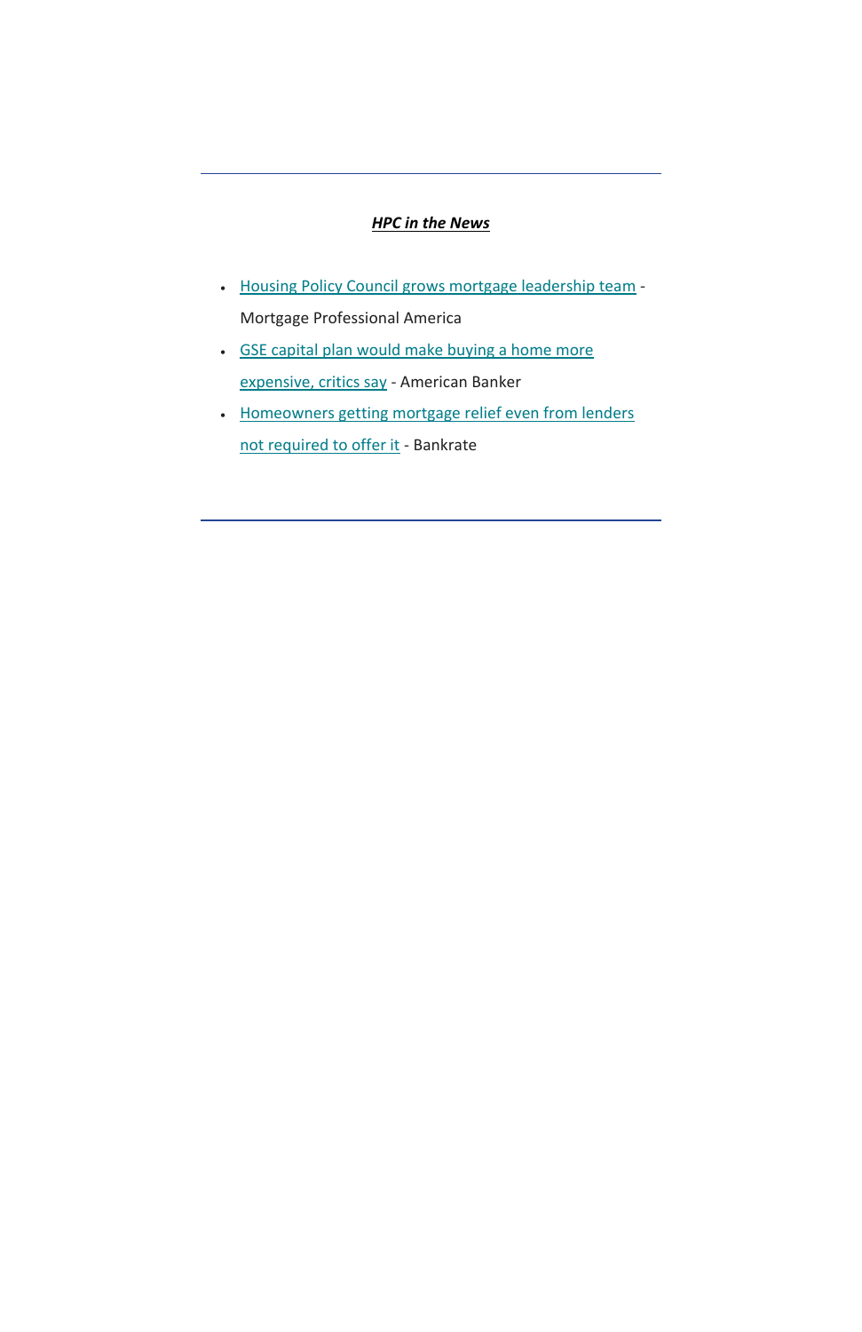---

***HPC in the News***

- Housing Policy Council grows mortgage leadership team - Mortgage Professional America
- GSE capital plan would make buying a home more expensive, critics say - American Banker
- Homeowners getting mortgage relief even from lenders not required to offer it - Bankrate

---